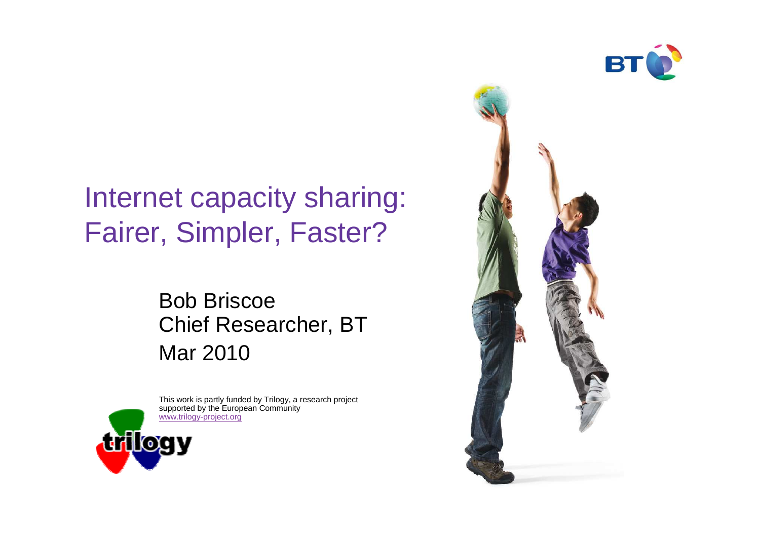# Internet capacity sharing: Fairer, Simpler, Faster?

Bob Briscoe
Chief Researcher, BT
Mar 2010

This work is partly funded by Trilogy, a research project supported by the European Community
www.trilogy-project.org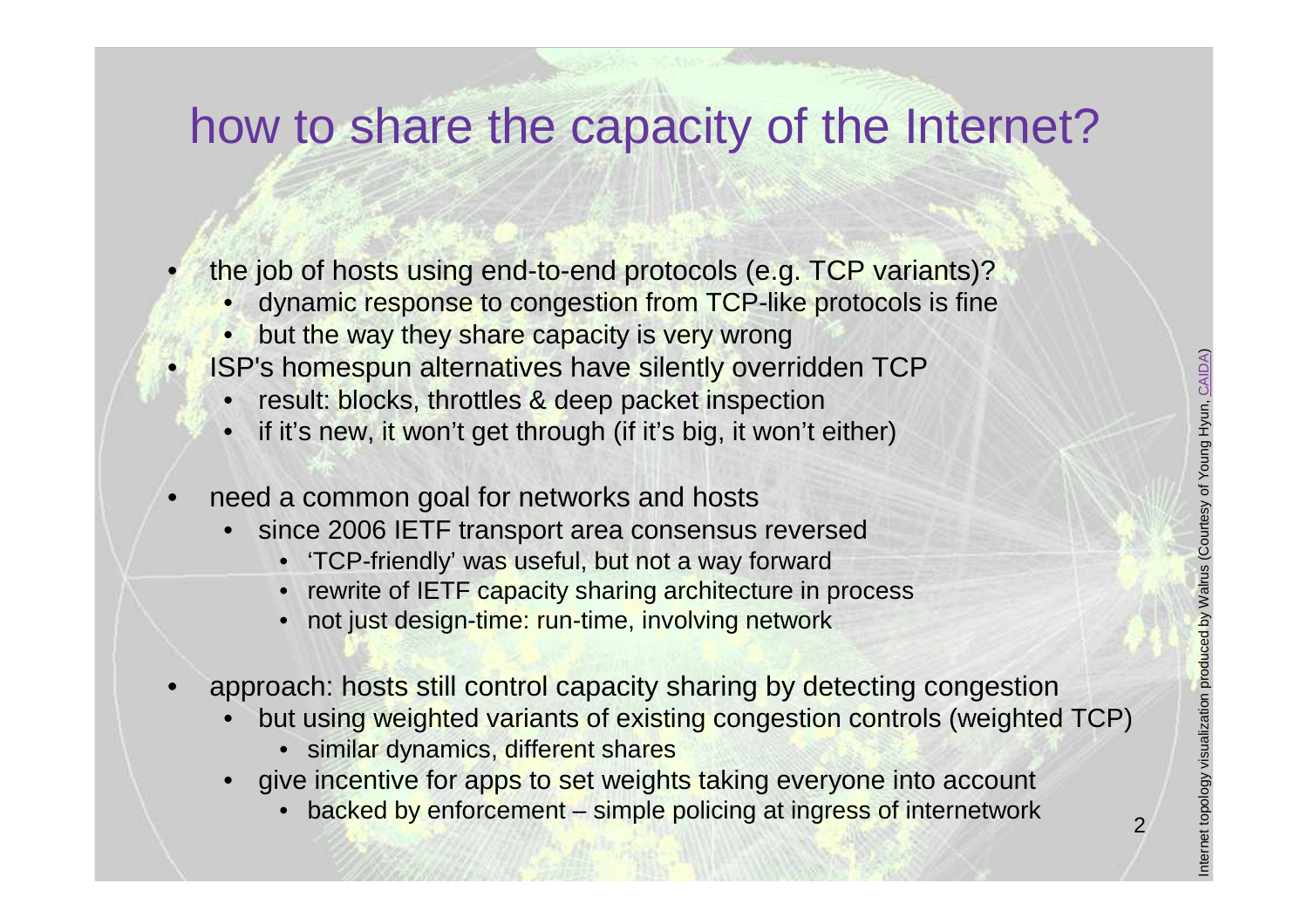# how to share the capacity of the Internet?

- the job of hosts using end-to-end protocols (e.g. TCP variants)?
  - dynamic response to congestion from TCP-like protocols is fine
  - but the way they share capacity is very wrong
- ISP's homespun alternatives have silently overridden TCP
  - result: blocks, throttles & deep packet inspection
  - if it's new, it won't get through (if it's big, it won't either)
- need a common goal for networks and hosts
  - since 2006 IETF transport area consensus reversed
    - 'TCP-friendly' was useful, but not a way forward
    - rewrite of IETF capacity sharing architecture in process
    - not just design-time: run-time, involving network
- approach: hosts still control capacity sharing by detecting congestion
  - but using weighted variants of existing congestion controls (weighted TCP)
    - similar dynamics, different shares
  - give incentive for apps to set weights taking everyone into account
    - backed by enforcement – simple policing at ingress of internetwork

Internet topology visualization produced by Walrus (Courtesy of Young Hyun, CAIDA)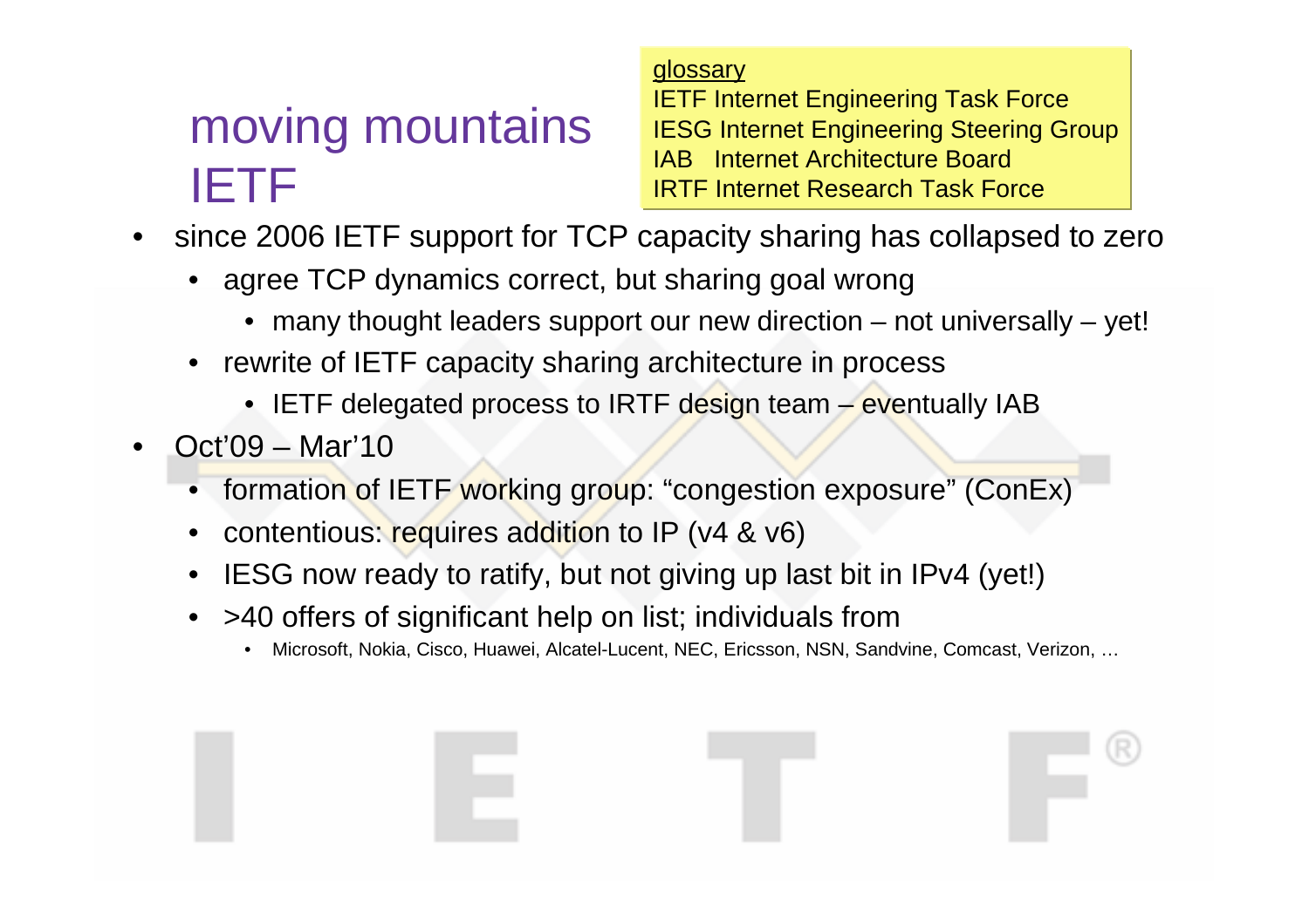# moving mountains IETF

glossary
IETF Internet Engineering Task Force
IESG Internet Engineering Steering Group
IAB Internet Architecture Board
IRTF Internet Research Task Force

- since 2006 IETF support for TCP capacity sharing has collapsed to zero
  - agree TCP dynamics correct, but sharing goal wrong
    - many thought leaders support our new direction – not universally – yet!
  - rewrite of IETF capacity sharing architecture in process
    - IETF delegated process to IRTF design team – eventually IAB
- Oct'09 – Mar'10
  - formation of IETF working group: "congestion exposure" (ConEx)
  - contentious: requires addition to IP (v4 & v6)
  - IESG now ready to ratify, but not giving up last bit in IPv4 (yet!)
  - >40 offers of significant help on list; individuals from
    - Microsoft, Nokia, Cisco, Huawei, Alcatel-Lucent, NEC, Ericsson, NSN, Sandvine, Comcast, Verizon, …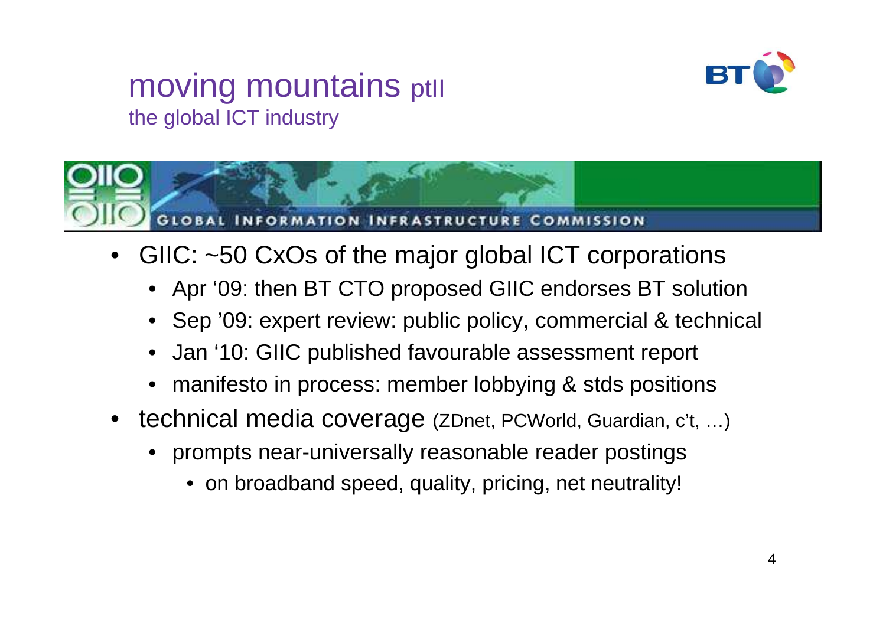# moving mountains ptII

## the global ICT industry

GLOBAL INFORMATION INFRASTRUCTURE COMMISSION

- GIIC: ~50 CxOs of the major global ICT corporations
  - Apr '09: then BT CTO proposed GIIC endorses BT solution
  - Sep '09: expert review: public policy, commercial & technical
  - Jan '10: GIIC published favourable assessment report
  - manifesto in process: member lobbying & stds positions
- technical media coverage (ZDnet, PCWorld, Guardian, c't, …)
  - prompts near-universally reasonable reader postings
    - on broadband speed, quality, pricing, net neutrality!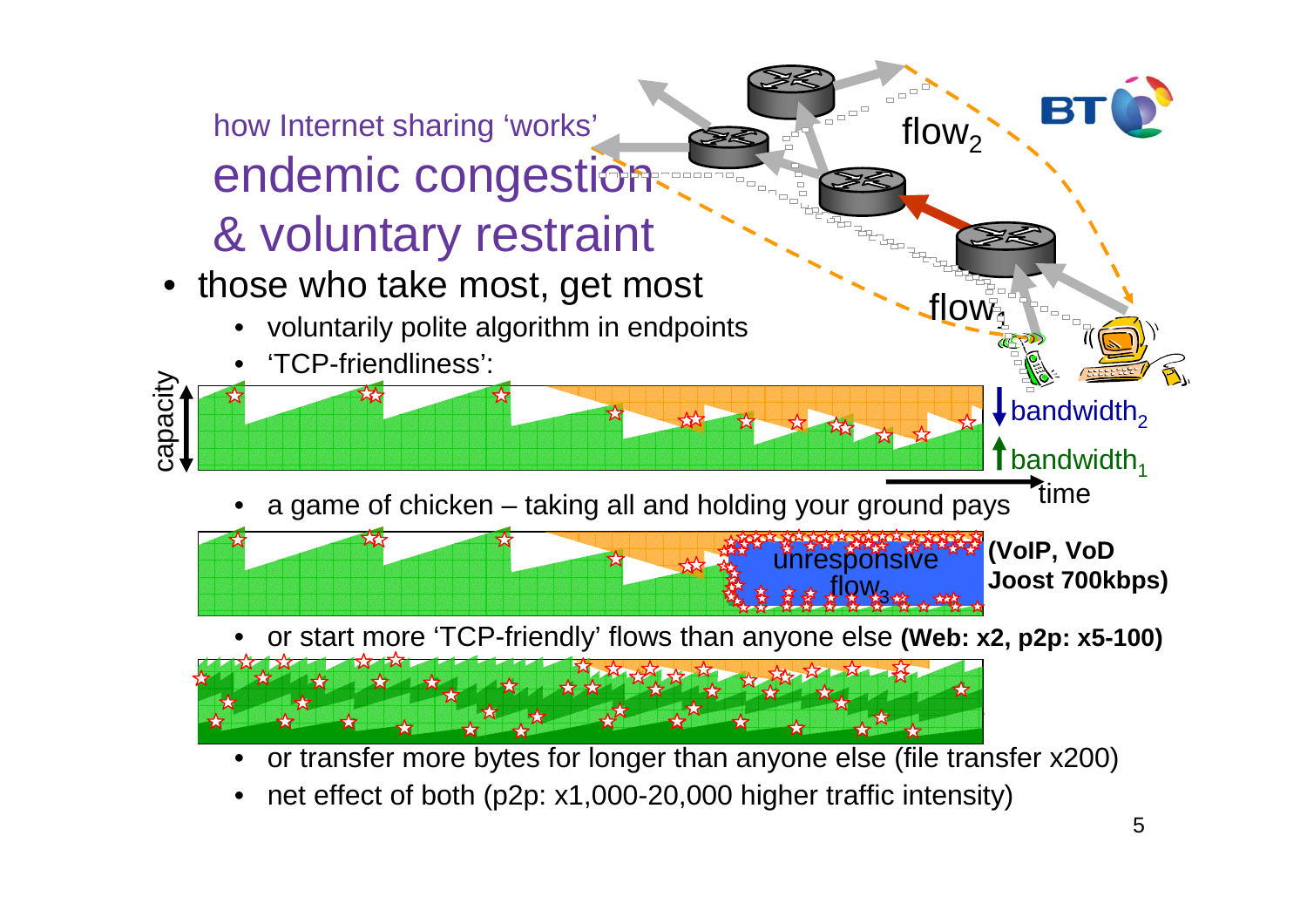how Internet sharing 'works'

# endemic congestion & voluntary restraint

- those who take most, get most
  - voluntarily polite algorithm in endpoints
  - 'TCP-friendliness':
  - a game of chicken – taking all and holding your ground pays **(VoIP, VoD Joost 700kbps)**
  - or start more 'TCP-friendly' flows than anyone else **(Web: x2, p2p: x5-100)**
  - or transfer more bytes for longer than anyone else (file transfer x200)
  - net effect of both (p2p: x1,000-20,000 higher traffic intensity)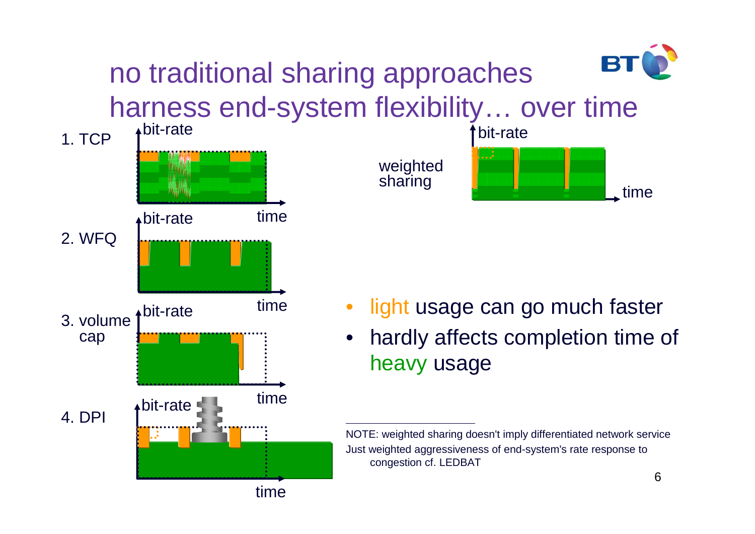# no traditional sharing approaches harness end-system flexibility… over time

1. TCP

bit-rate

time

2. WFQ

bit-rate

time

3. volume cap

bit-rate

time

4. DPI

bit-rate

time

weighted sharing

bit-rate

time

- light usage can go much faster
- hardly affects completion time of heavy usage

---

NOTE: weighted sharing doesn't imply differentiated network service
Just weighted aggressiveness of end-system's rate response to congestion cf. LEDBAT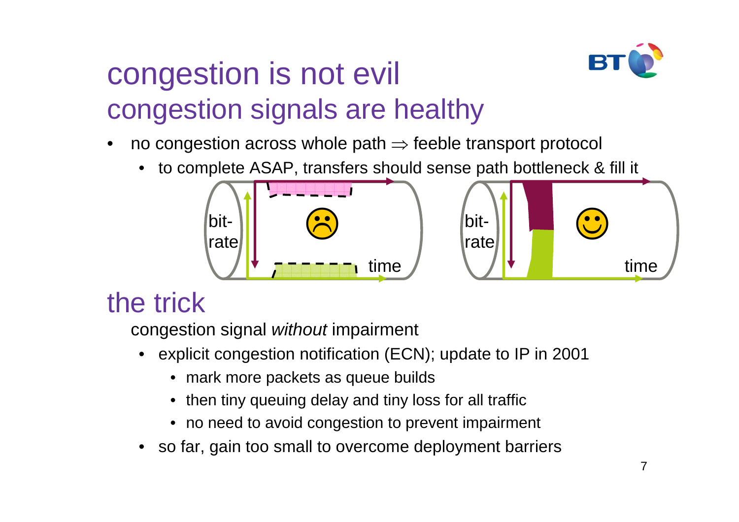# congestion is not evil
# congestion signals are healthy

- no congestion across whole path $\Rightarrow$ feeble transport protocol
  - to complete ASAP, transfers should sense path bottleneck & fill it

bit-rate time ☹ bit-rate time ☺

# the trick

congestion signal *without* impairment

- explicit congestion notification (ECN); update to IP in 2001
  - mark more packets as queue builds
  - then tiny queuing delay and tiny loss for all traffic
  - no need to avoid congestion to prevent impairment
- so far, gain too small to overcome deployment barriers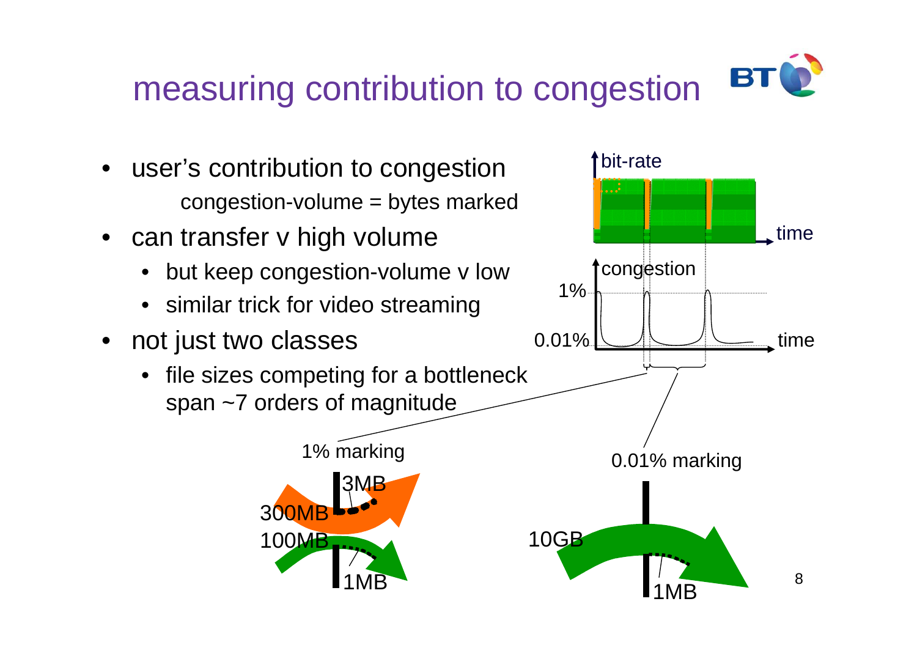# measuring contribution to congestion

- user's contribution to congestion
  - congestion-volume = bytes marked
- can transfer v high volume
  - but keep congestion-volume v low
  - similar trick for video streaming
- not just two classes
  - file sizes competing for a bottleneck span ~7 orders of magnitude

bit-rate

time

congestion

1%

0.01%

time

1% marking

3MB

300MB

100MB

1MB

0.01% marking

10GB

1MB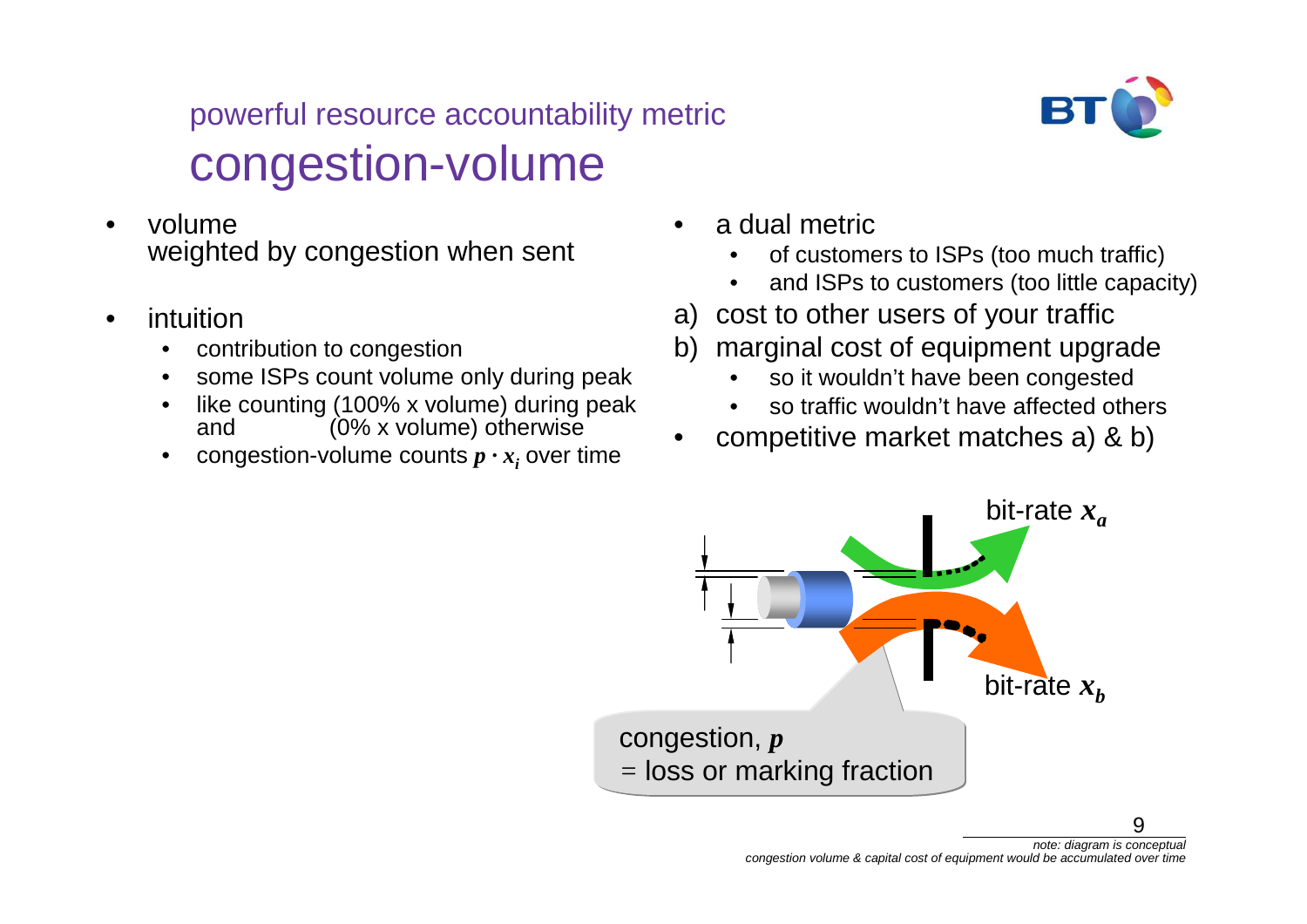## powerful resource accountability metric

# congestion-volume

- volume
  weighted by congestion when sent
- intuition
  - contribution to congestion
  - some ISPs count volume only during peak
  - like counting (100% x volume) during peak
    and (0% x volume) otherwise
  - congestion-volume counts $p \cdot x_i$ over time

- a dual metric
  - of customers to ISPs (too much traffic)
  - and ISPs to customers (too little capacity)

a) cost to other users of your traffic

b) marginal cost of equipment upgrade
  - so it wouldn't have been congested
  - so traffic wouldn't have affected others

- competitive market matches a) & b)

bit-rate $x_a$

bit-rate $x_b$

congestion, $p$
= loss or marking fraction

*note: diagram is conceptual*
*congestion volume & capital cost of equipment would be accumulated over time*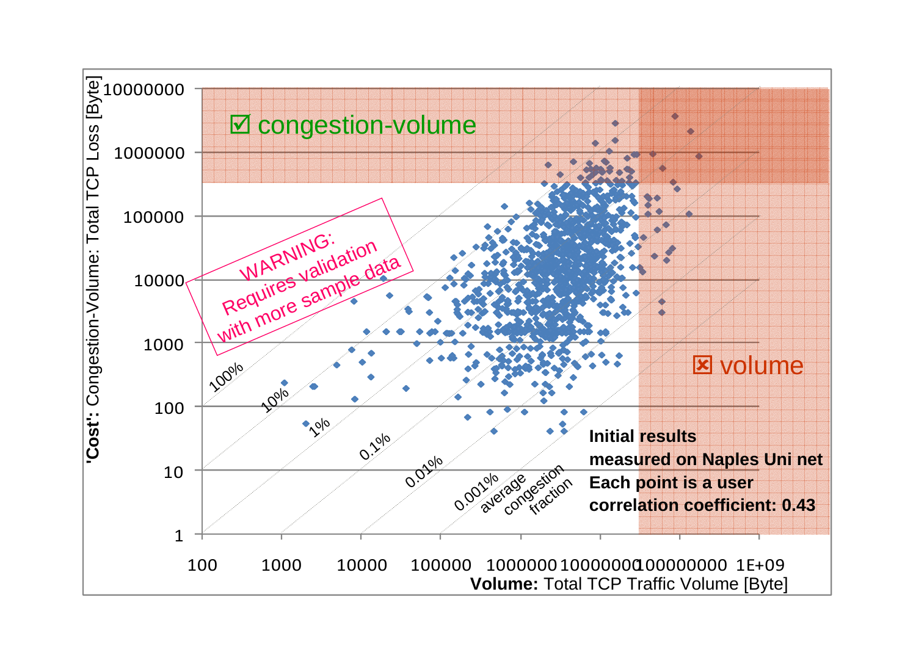☑ congestion-volume

☒ volume

WARNING: Requires validation with more sample data

**Initial results measured on Naples Uni net**
**Each point is a user**
**correlation coefficient: 0.43**

100%, 10%, 1%, 0.1%, 0.01%, 0.001% average congestion fraction

**'Cost':** Congestion-Volume: Total TCP Loss [Byte]

**Volume:** Total TCP Traffic Volume [Byte]

Y-axis: 1, 10, 100, 1000, 10000, 100000, 1000000, 10000000

X-axis: 100, 1000, 10000, 100000, 1000000, 10000000, 100000000, 1E+09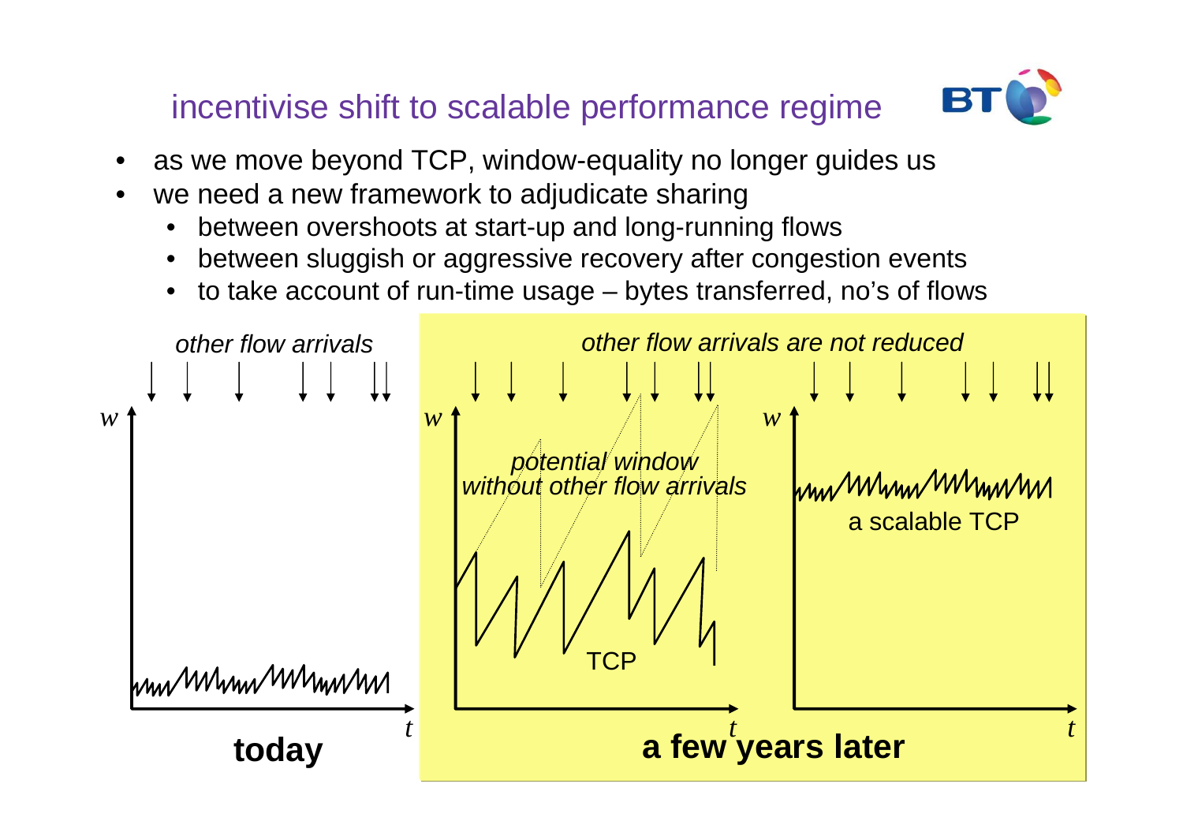## incentivise shift to scalable performance regime

- as we move beyond TCP, window-equality no longer guides us
- we need a new framework to adjudicate sharing
  - between overshoots at start-up and long-running flows
  - between sluggish or aggressive recovery after congestion events
  - to take account of run-time usage – bytes transferred, no's of flows

*other flow arrivals*

*other flow arrivals are not reduced*

*potential window without other flow arrivals*

TCP

a scalable TCP

$w$ $t$

**today**

**a few years later**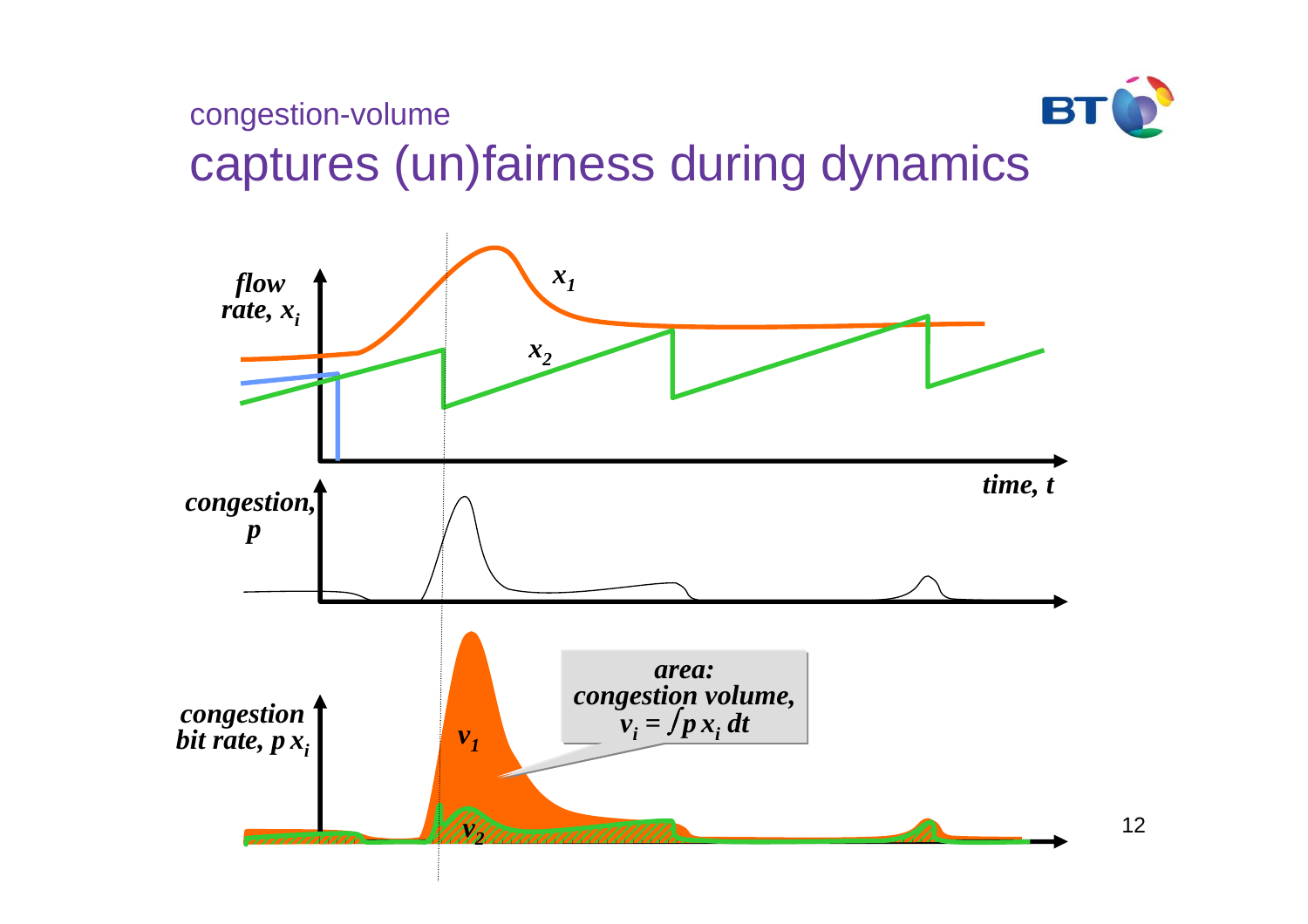congestion-volume

# captures (un)fairness during dynamics

*flow rate,* $x_i$

$x_1$

$x_2$

*time, t*

*congestion, p*

*congestion bit rate,* $p\,x_i$

$v_1$

$v_2$

**area: congestion volume,** $v_i = \int p\,x_i\,dt$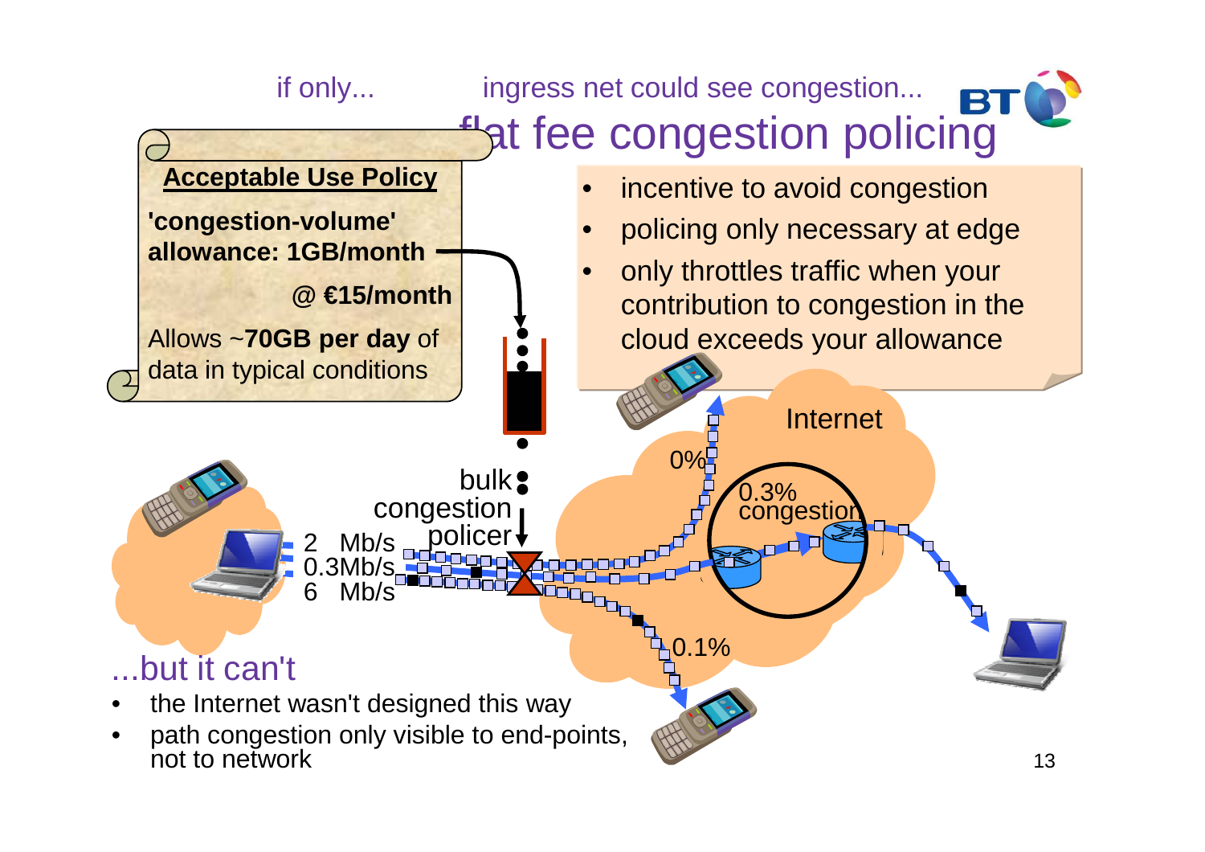if only... ingress net could see congestion...

# flat fee congestion policing

**Acceptable Use Policy**

**'congestion-volume' allowance: 1GB/month**

**@ €15/month**

Allows ~**70GB per day** of data in typical conditions

- incentive to avoid congestion
- policing only necessary at edge
- only throttles traffic when your contribution to congestion in the cloud exceeds your allowance

bulk congestion policer

2 Mb/s
0.3Mb/s
6 Mb/s

Internet

0%
0.3% congestion
0.1%

## ...but it can't

- the Internet wasn't designed this way
- path congestion only visible to end-points, not to network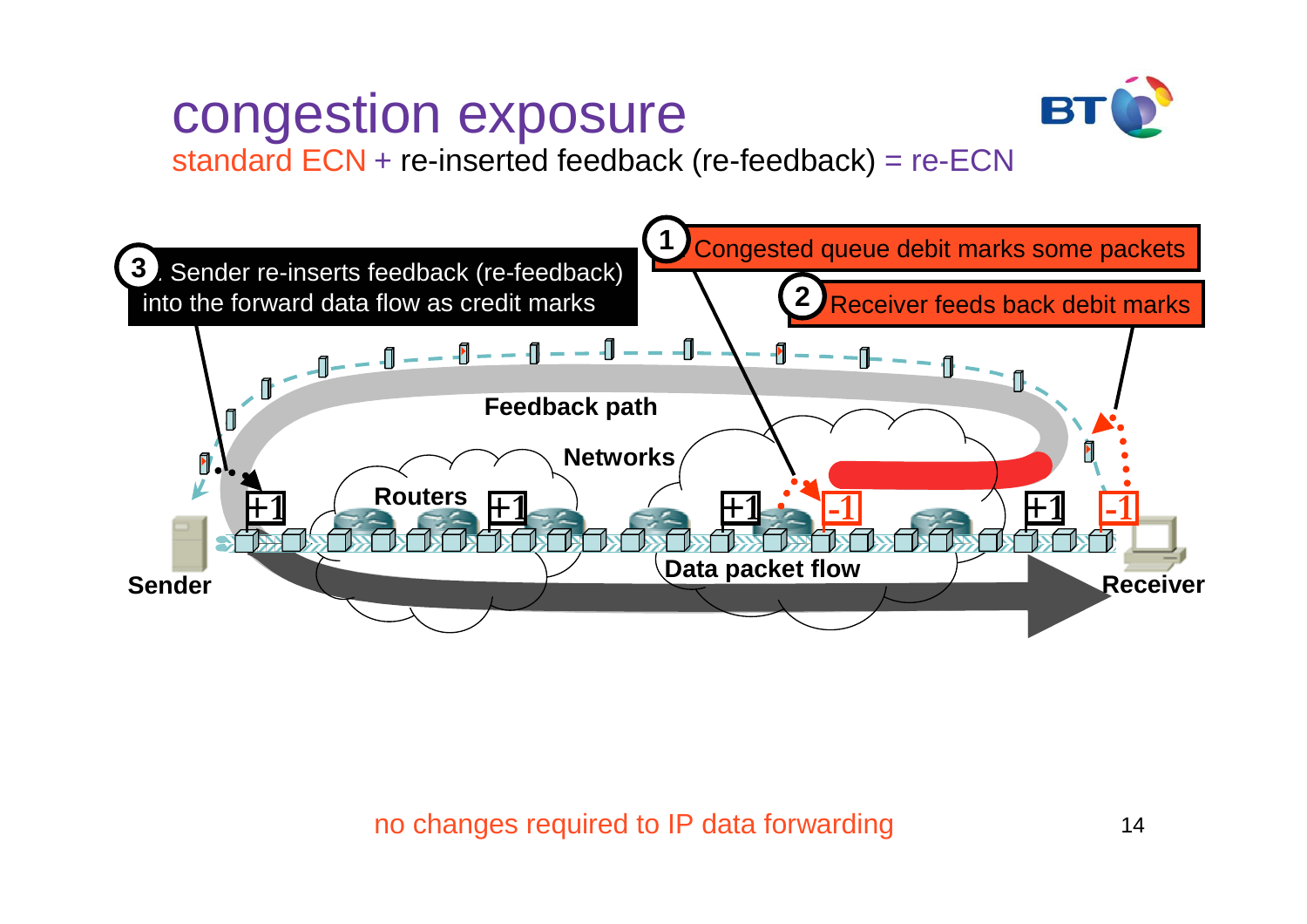# congestion exposure

standard ECN + re-inserted feedback (re-feedback) = re-ECN

1 Congested queue debit marks some packets

2 Receiver feeds back debit marks

3. Sender re-inserts feedback (re-feedback) into the forward data flow as credit marks

Feedback path

Networks

Routers

Data packet flow

Sender

Receiver

+1 +1 +1 -1 +1 -1

no changes required to IP data forwarding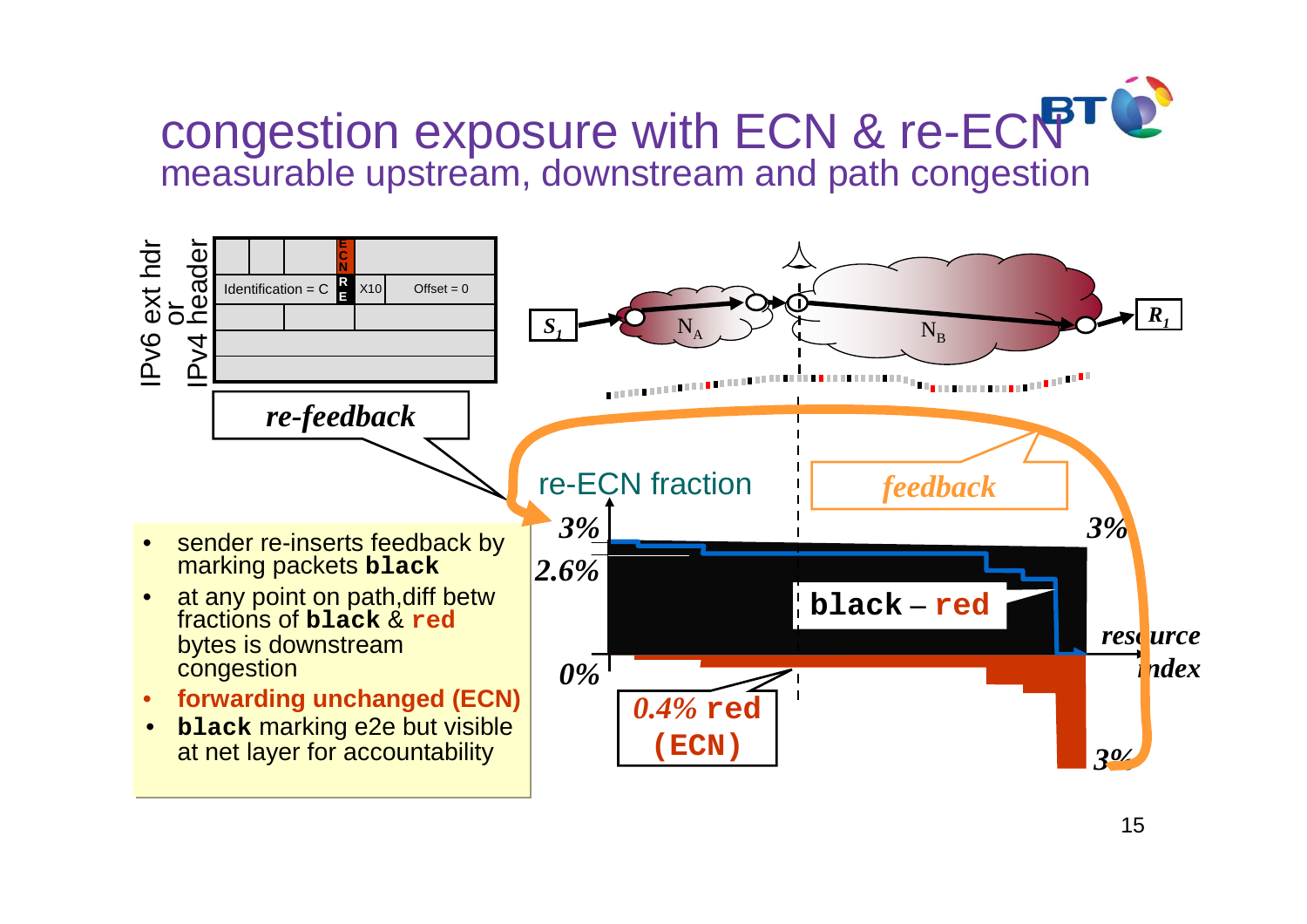# congestion exposure with ECN & re-ECN

## measurable upstream, downstream and path congestion

IPv6 ext hdr or IPv4 header

| | | | ECN | |
|---|---|---|---|---|
| Identification = C | | | RE | X10 | Offset = 0 |

*re-feedback*

re-ECN fraction

*feedback*

$S_1$ — $N_A$ — $N_B$ — $R_1$

3% | 2.6% | 0% | 3% | 3%

**black** – **red**

*resource index*

*0.4%* **red** **(ECN)**

- sender re-inserts feedback by marking packets **black**
- at any point on path,diff betw fractions of **black** & **red** bytes is downstream congestion
- **forwarding unchanged (ECN)**
- **black** marking e2e but visible at net layer for accountability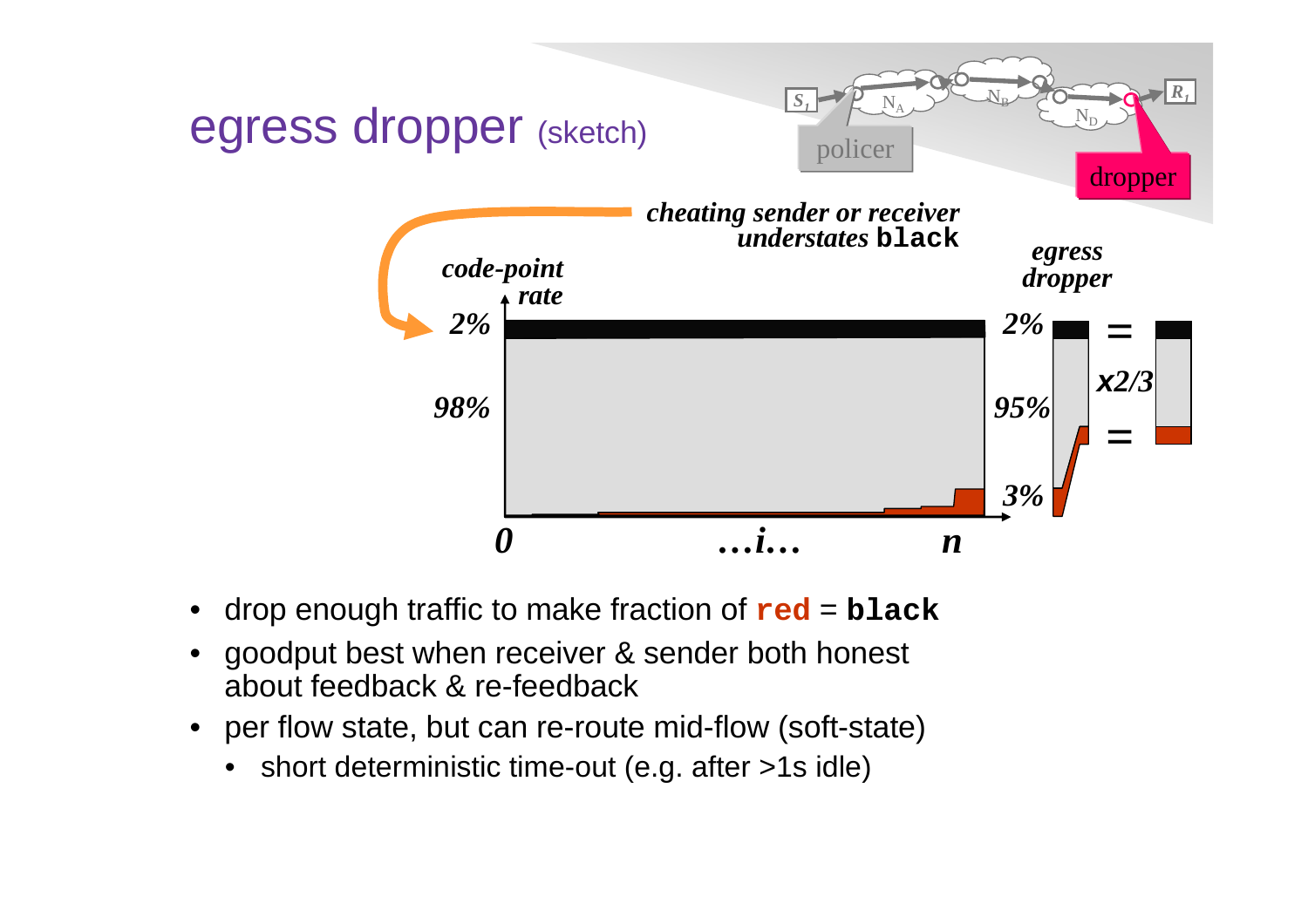# egress dropper (sketch)

$S_1$ → $N_A$ → $N_B$ → $N_D$ → $R_1$

policer

dropper

*cheating sender or receiver understates* **black**

*code-point rate*

*2%*

*98%*

*0* *…i…* *n*

*egress dropper*

*2%* = 

*95%* *x2/3*

*3%* =

- drop enough traffic to make fraction of **red** = **black**
- goodput best when receiver & sender both honest about feedback & re-feedback
- per flow state, but can re-route mid-flow (soft-state)
  - short deterministic time-out (e.g. after >1s idle)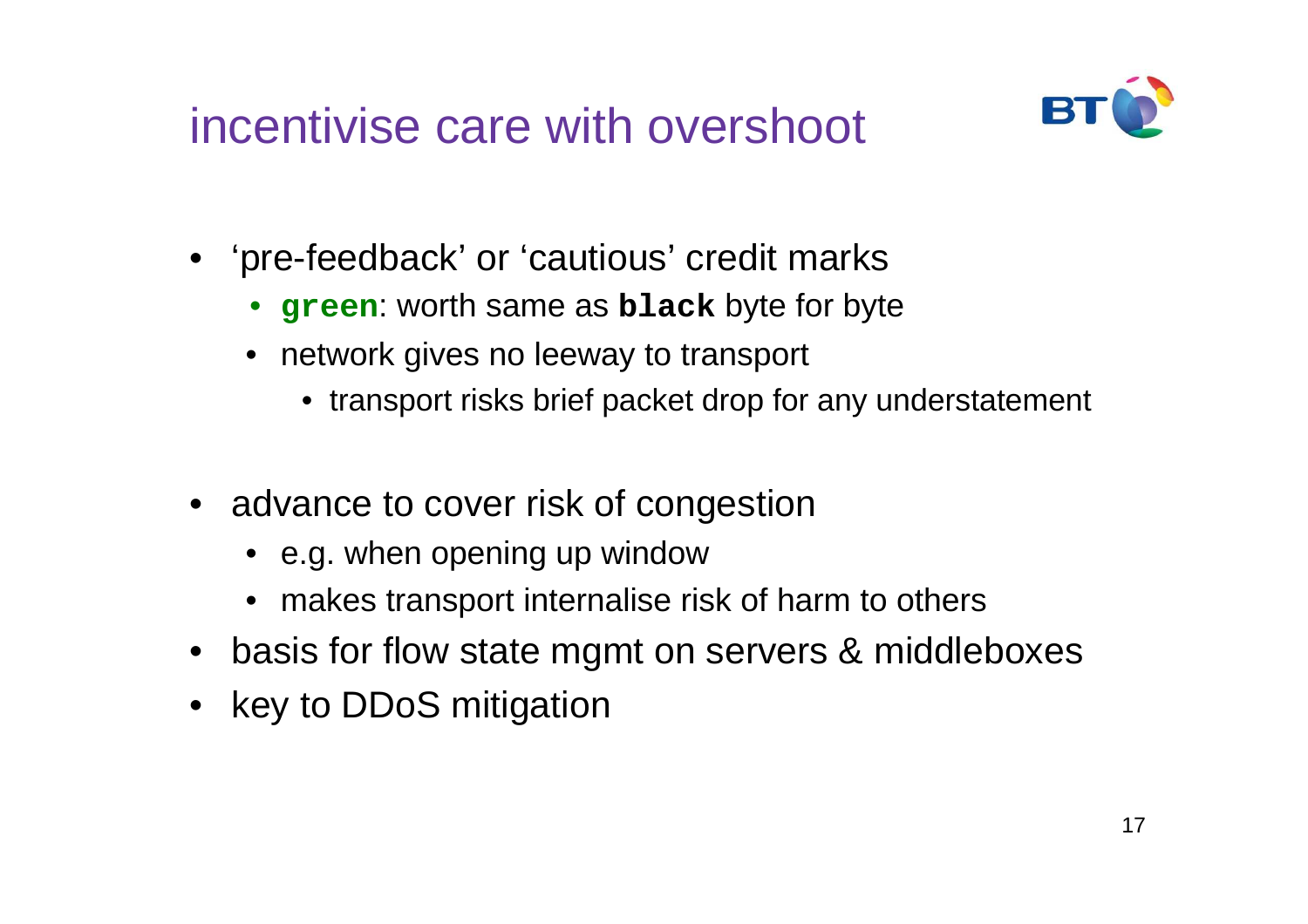# incentivise care with overshoot

- ‘pre-feedback’ or ‘cautious’ credit marks
  - **`green`**: worth same as **`black`** byte for byte
  - network gives no leeway to transport
    - transport risks brief packet drop for any understatement
- advance to cover risk of congestion
  - e.g. when opening up window
  - makes transport internalise risk of harm to others
- basis for flow state mgmt on servers & middleboxes
- key to DDoS mitigation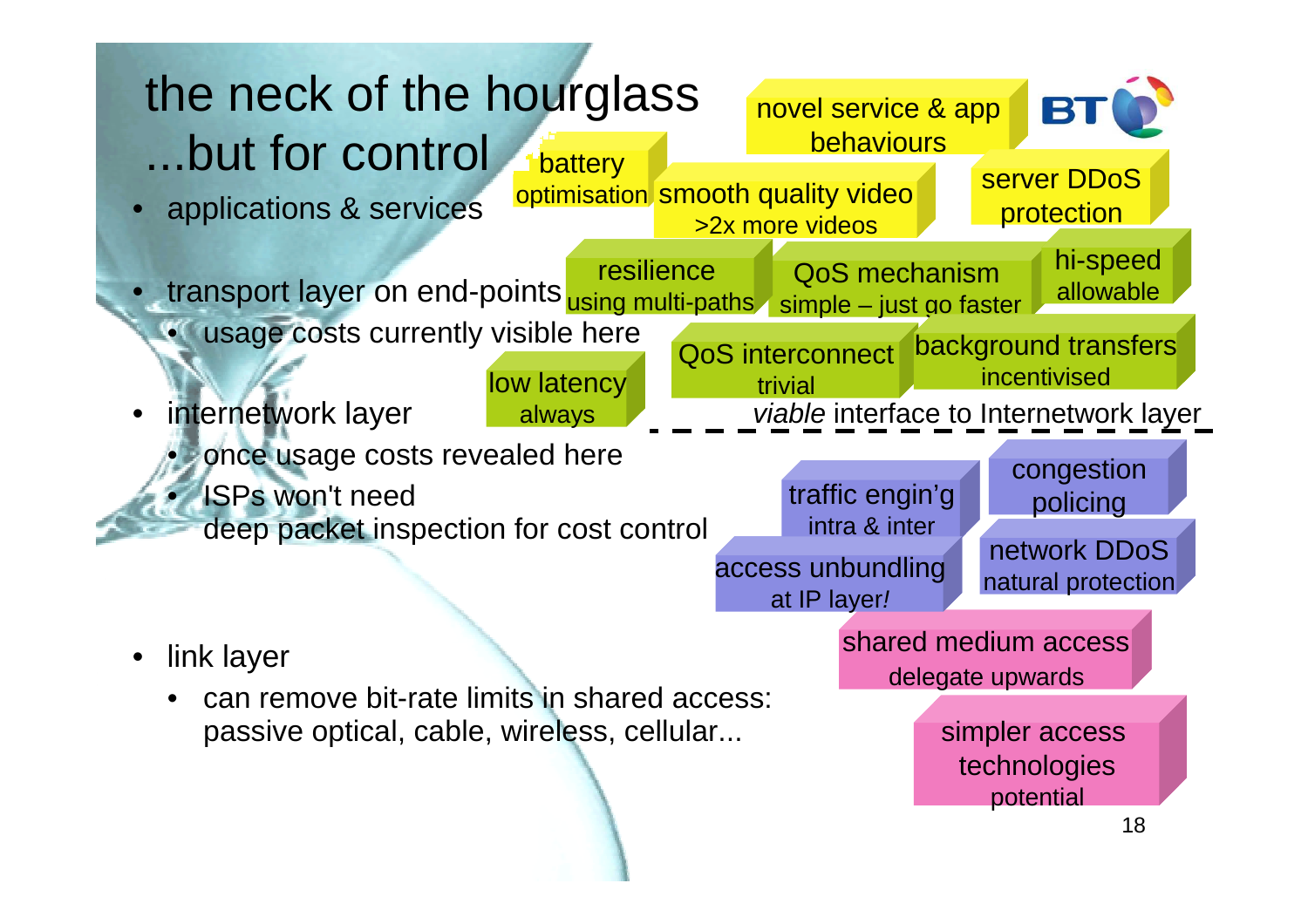# the neck of the hourglass ...but for control

- applications & services
- transport layer on end-points
  - usage costs currently visible here
- internetwork layer
  - once usage costs revealed here
  - ISPs won't need deep packet inspection for cost control
- link layer
  - can remove bit-rate limits in shared access: passive optical, cable, wireless, cellular...

novel service & app behaviours

battery optimisation

smooth quality video >2x more videos

server DDoS protection

resilience using multi-paths

QoS mechanism simple – just go faster

hi-speed allowable

low latency always

QoS interconnect trivial

background transfers incentivised

*viable* interface to Internetwork layer

traffic engin'g intra & inter

congestion policing

access unbundling at IP layer*!*

network DDoS natural protection

shared medium access delegate upwards

simpler access technologies potential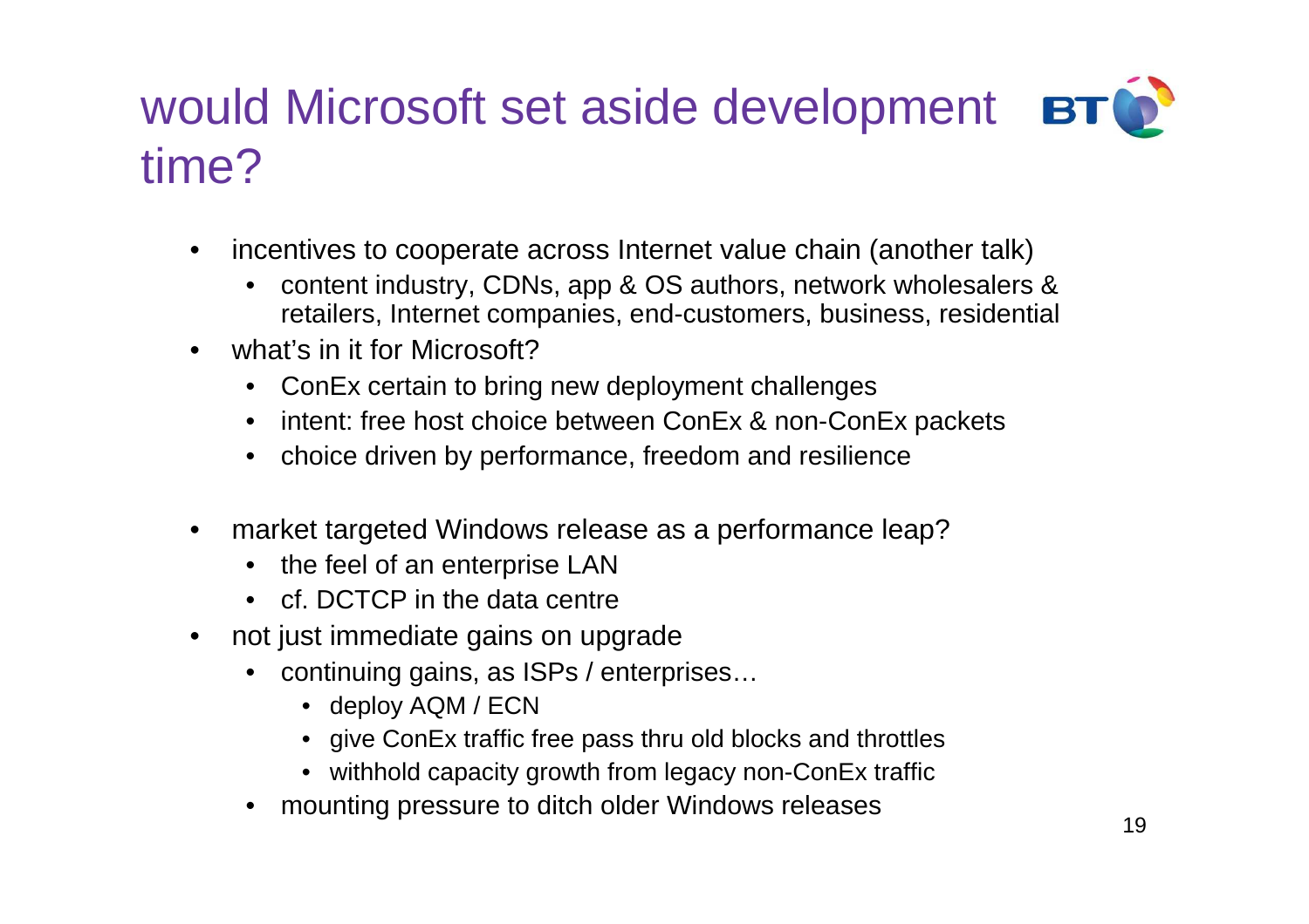# would Microsoft set aside development time?

- incentives to cooperate across Internet value chain (another talk)
  - content industry, CDNs, app & OS authors, network wholesalers & retailers, Internet companies, end-customers, business, residential
- what's in it for Microsoft?
  - ConEx certain to bring new deployment challenges
  - intent: free host choice between ConEx & non-ConEx packets
  - choice driven by performance, freedom and resilience
- market targeted Windows release as a performance leap?
  - the feel of an enterprise LAN
  - cf. DCTCP in the data centre
- not just immediate gains on upgrade
  - continuing gains, as ISPs / enterprises…
    - deploy AQM / ECN
    - give ConEx traffic free pass thru old blocks and throttles
    - withhold capacity growth from legacy non-ConEx traffic
  - mounting pressure to ditch older Windows releases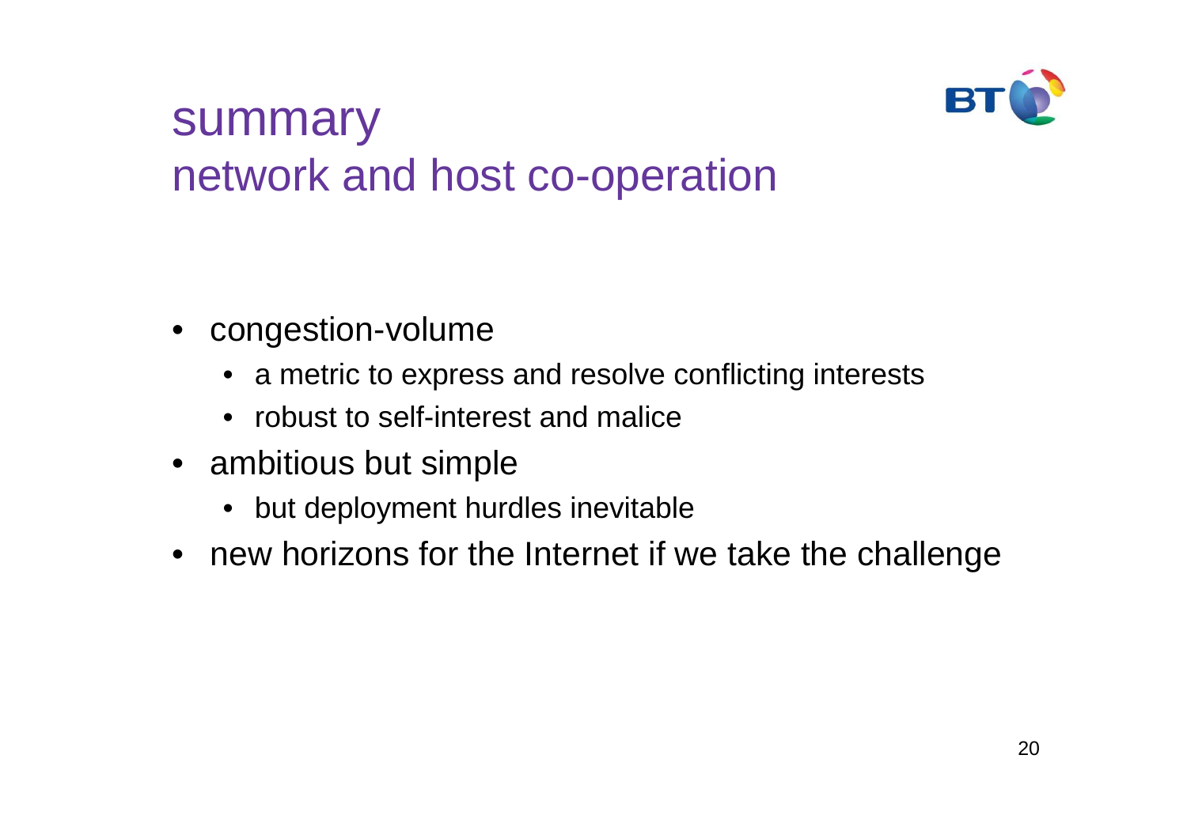# summary
## network and host co-operation

- congestion-volume
  - a metric to express and resolve conflicting interests
  - robust to self-interest and malice
- ambitious but simple
  - but deployment hurdles inevitable
- new horizons for the Internet if we take the challenge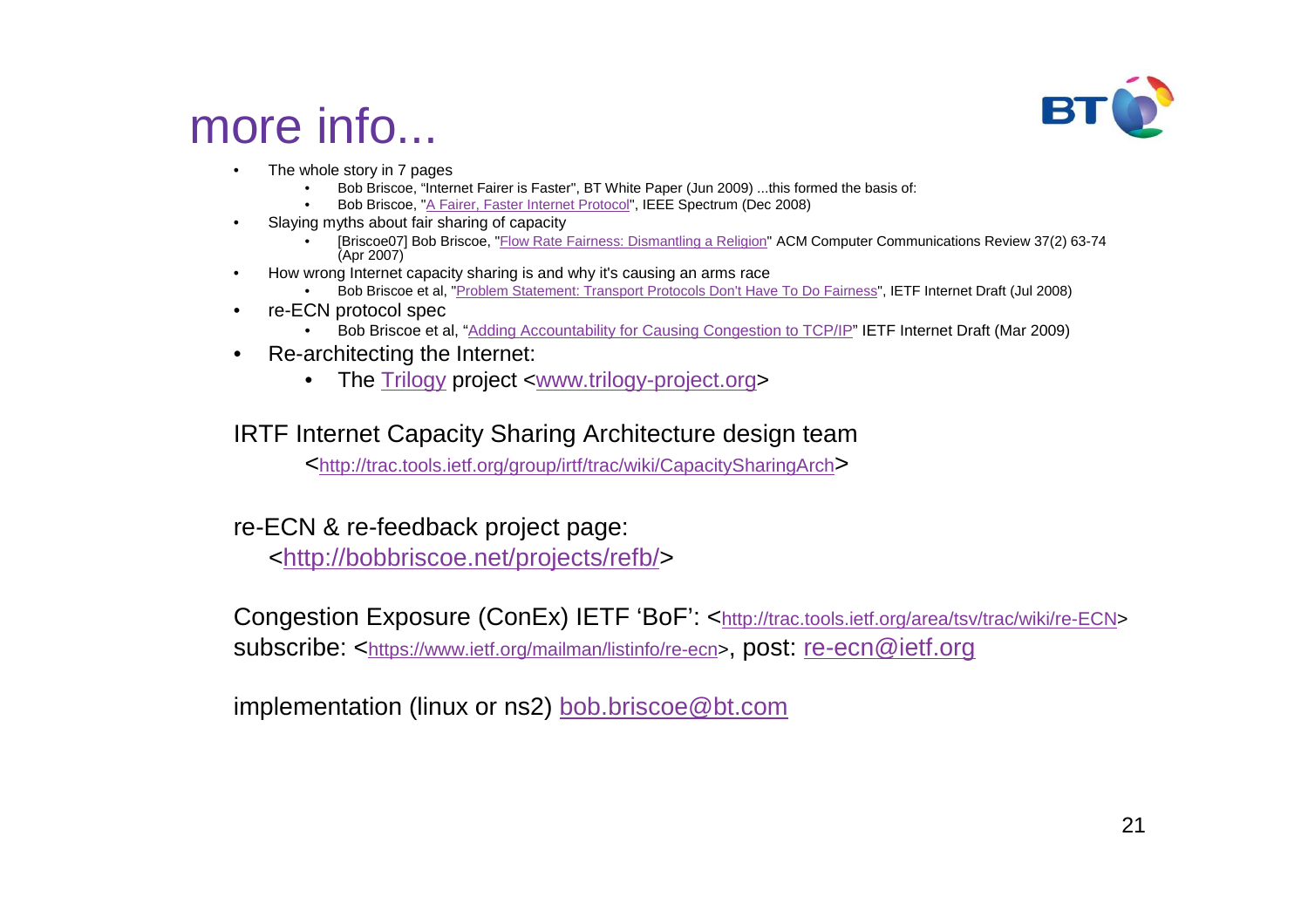# more info...

- The whole story in 7 pages
  - Bob Briscoe, “Internet Fairer is Faster", BT White Paper (Jun 2009) ...this formed the basis of:
  - Bob Briscoe, "A Fairer, Faster Internet Protocol", IEEE Spectrum (Dec 2008)
- Slaying myths about fair sharing of capacity
  - [Briscoe07] Bob Briscoe, "Flow Rate Fairness: Dismantling a Religion" ACM Computer Communications Review 37(2) 63-74 (Apr 2007)
- How wrong Internet capacity sharing is and why it's causing an arms race
  - Bob Briscoe et al, "Problem Statement: Transport Protocols Don't Have To Do Fairness", IETF Internet Draft (Jul 2008)
- re-ECN protocol spec
  - Bob Briscoe et al, “Adding Accountability for Causing Congestion to TCP/IP” IETF Internet Draft (Mar 2009)
- Re-architecting the Internet:
  - The Trilogy project <www.trilogy-project.org>

IRTF Internet Capacity Sharing Architecture design team

<http://trac.tools.ietf.org/group/irtf/trac/wiki/CapacitySharingArch>

re-ECN & re-feedback project page:

<http://bobbriscoe.net/projects/refb/>

Congestion Exposure (ConEx) IETF ‘BoF’: <http://trac.tools.ietf.org/area/tsv/trac/wiki/re-ECN>
subscribe: <https://www.ietf.org/mailman/listinfo/re-ecn>, post: re-ecn@ietf.org

implementation (linux or ns2) bob.briscoe@bt.com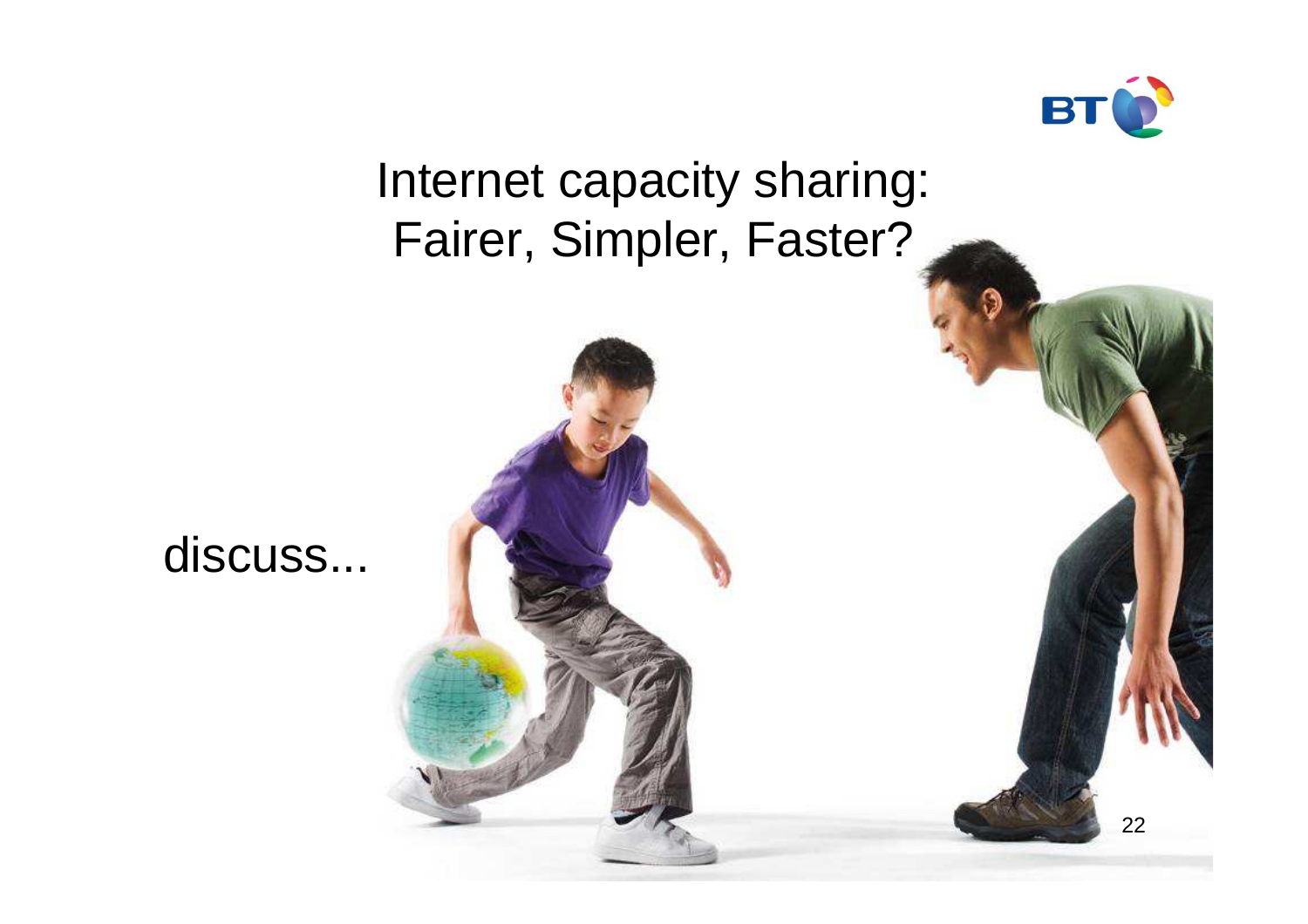# Internet capacity sharing: Fairer, Simpler, Faster?

discuss...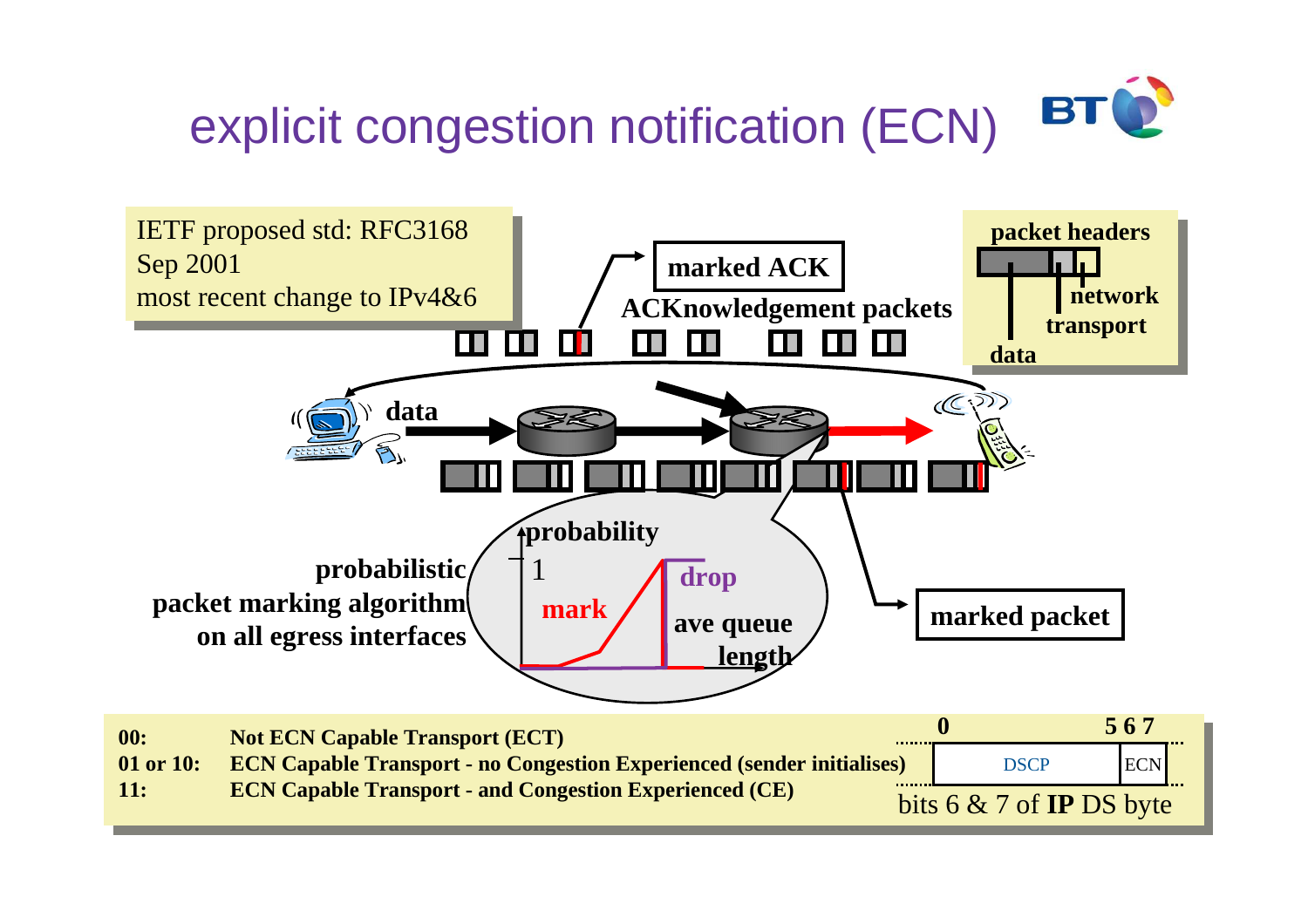# explicit congestion notification (ECN)

IETF proposed std: RFC3168
Sep 2001
most recent change to IPv4&6

**marked ACK**

**ACKnowledgement packets**

**packet headers**: **network**, **transport**, **data**

**data**

**probabilistic packet marking algorithm on all egress interfaces**

**probability** 1, **mark**, **drop**, **ave queue length**

**marked packet**

| | |
|---|---|
| **00:** | **Not ECN Capable Transport (ECT)** |
| **01 or 10:** | **ECN Capable Transport - no Congestion Experienced (sender initialises)** |
| **11:** | **ECN Capable Transport - and Congestion Experienced (CE)** |

**0** … **5 6 7**: DSCP | ECN

bits 6 & 7 of **IP** DS byte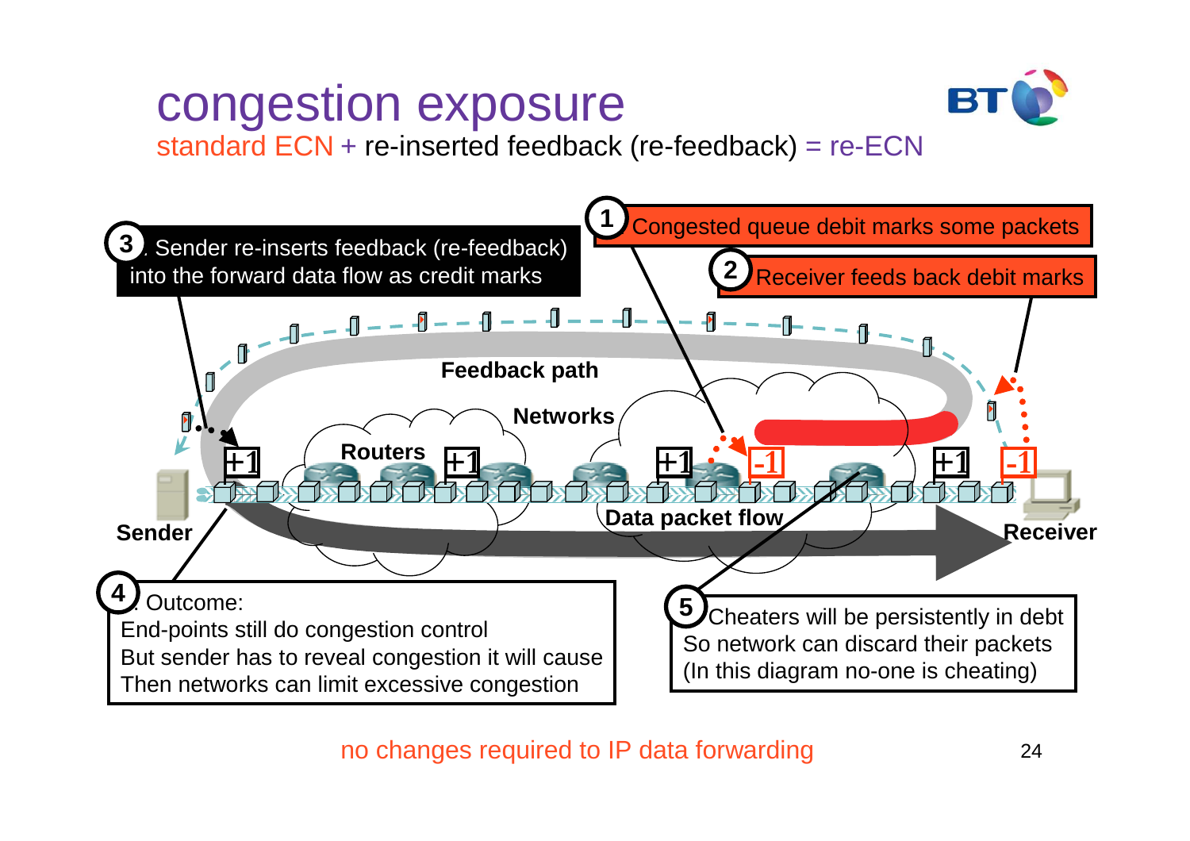# congestion exposure

standard ECN + re-inserted feedback (re-feedback) = re-ECN

1. Congested queue debit marks some packets
2. Receiver feeds back debit marks
3. Sender re-inserts feedback (re-feedback) into the forward data flow as credit marks
4. Outcome:
   End-points still do congestion control
   But sender has to reveal congestion it will cause
   Then networks can limit excessive congestion
5. Cheaters will be persistently in debt
   So network can discard their packets
   (In this diagram no-one is cheating)

Feedback path — Networks — Routers — Data packet flow — Sender — Receiver

+1 +1 +1 -1 +1 -1

no changes required to IP data forwarding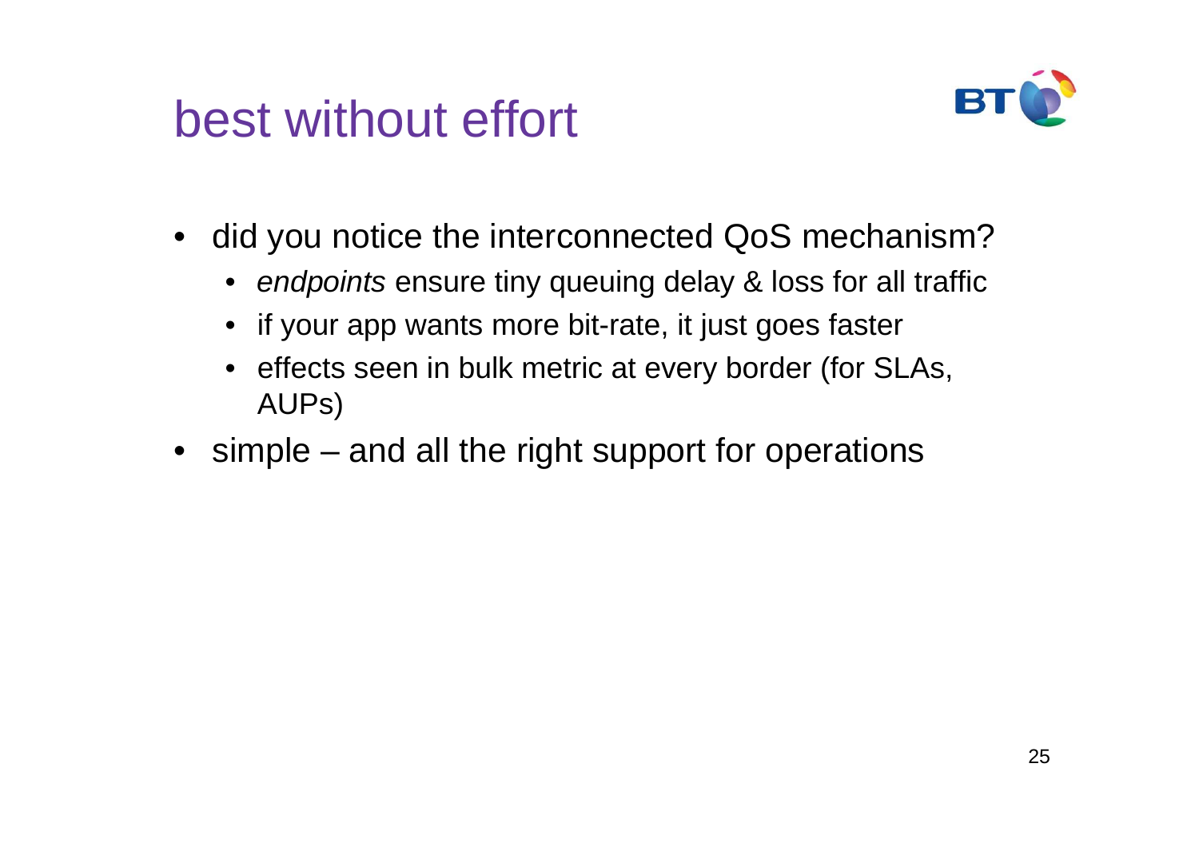# best without effort

- did you notice the interconnected QoS mechanism?
  - *endpoints* ensure tiny queuing delay & loss for all traffic
  - if your app wants more bit-rate, it just goes faster
  - effects seen in bulk metric at every border (for SLAs, AUPs)
- simple – and all the right support for operations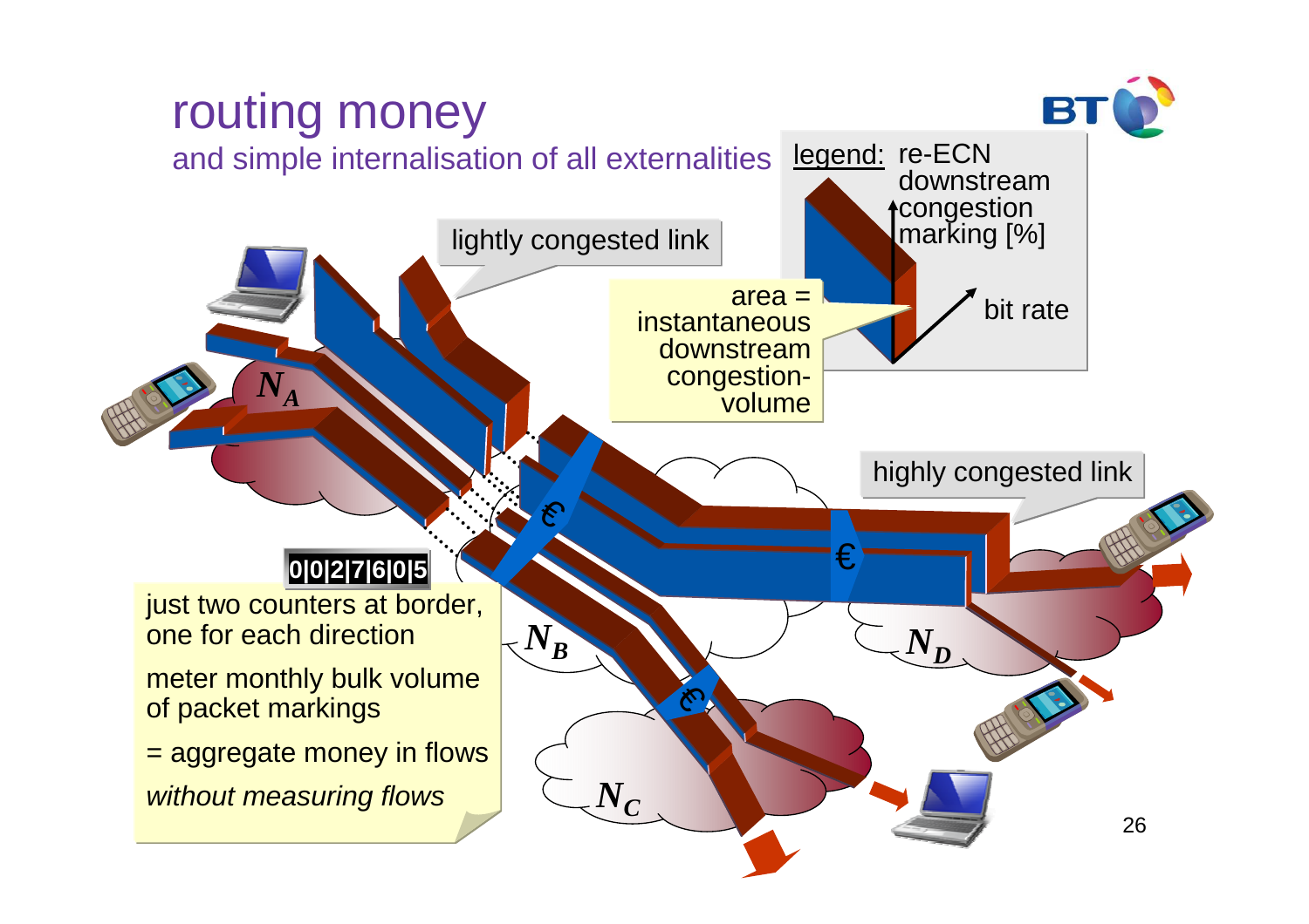# routing money

and simple internalisation of all externalities

legend: re-ECN downstream congestion marking [%]

bit rate

area = instantaneous downstream congestion-volume

lightly congested link

highly congested link

$N_A$

$N_B$

$N_C$

$N_D$

€

0|0|2|7|6|0|5

just two counters at border, one for each direction

meter monthly bulk volume of packet markings

= aggregate money in flows

*without measuring flows*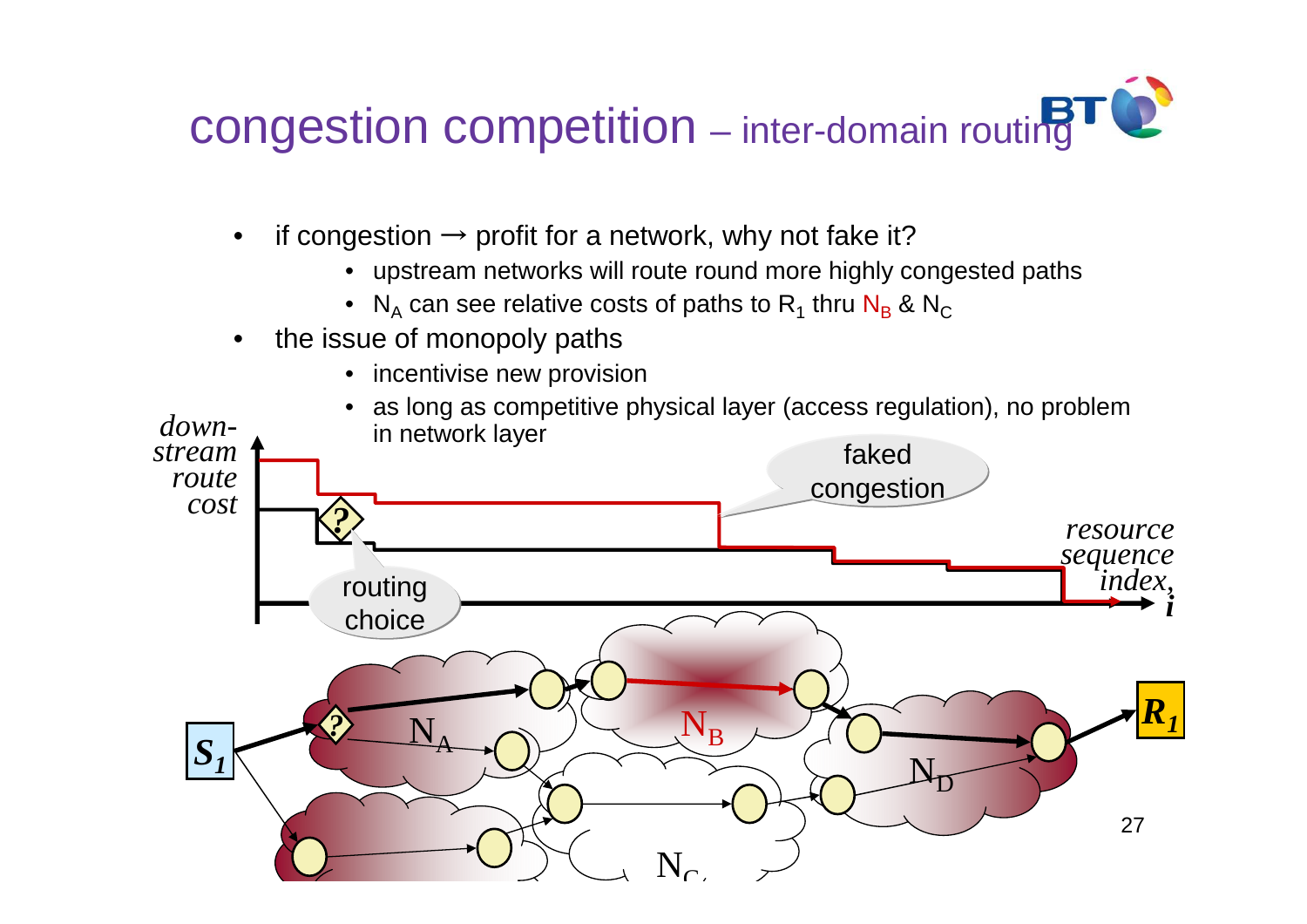# congestion competition – inter-domain routing

- if congestion → profit for a network, why not fake it?
  - upstream networks will route round more highly congested paths
  - $N_A$ can see relative costs of paths to $R_1$ thru $N_B$ & $N_C$
- the issue of monopoly paths
  - incentivise new provision
  - as long as competitive physical layer (access regulation), no problem in network layer

*down-stream route cost*

faked congestion

routing choice

*resource sequence index, i*

$N_A$ $N_B$ $N_C$ $N_D$ $S_1$ $R_1$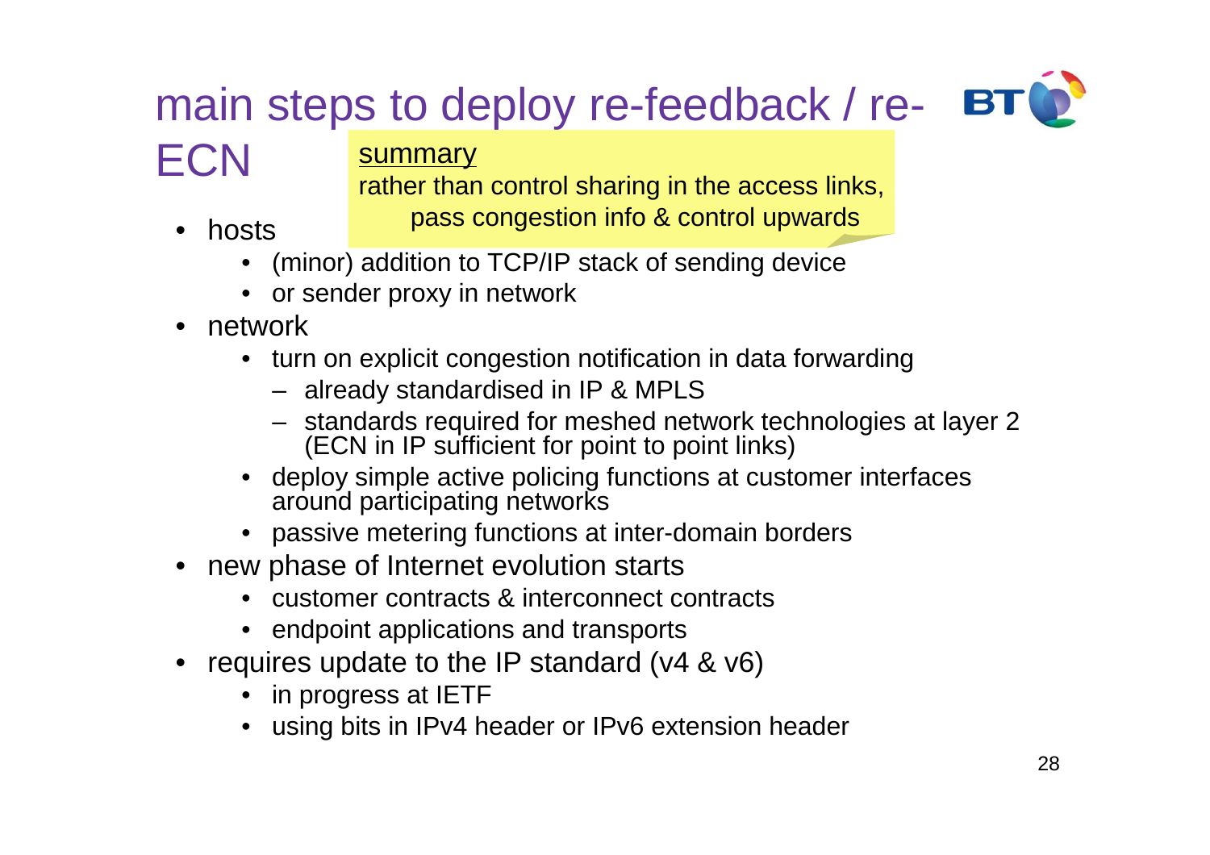# main steps to deploy re-feedback / re-ECN

<u>summary</u>
rather than control sharing in the access links, pass congestion info & control upwards

- hosts
  - (minor) addition to TCP/IP stack of sending device
  - or sender proxy in network
- network
  - turn on explicit congestion notification in data forwarding
    - already standardised in IP & MPLS
    - standards required for meshed network technologies at layer 2 (ECN in IP sufficient for point to point links)
  - deploy simple active policing functions at customer interfaces around participating networks
  - passive metering functions at inter-domain borders
- new phase of Internet evolution starts
  - customer contracts & interconnect contracts
  - endpoint applications and transports
- requires update to the IP standard (v4 & v6)
  - in progress at IETF
  - using bits in IPv4 header or IPv6 extension header